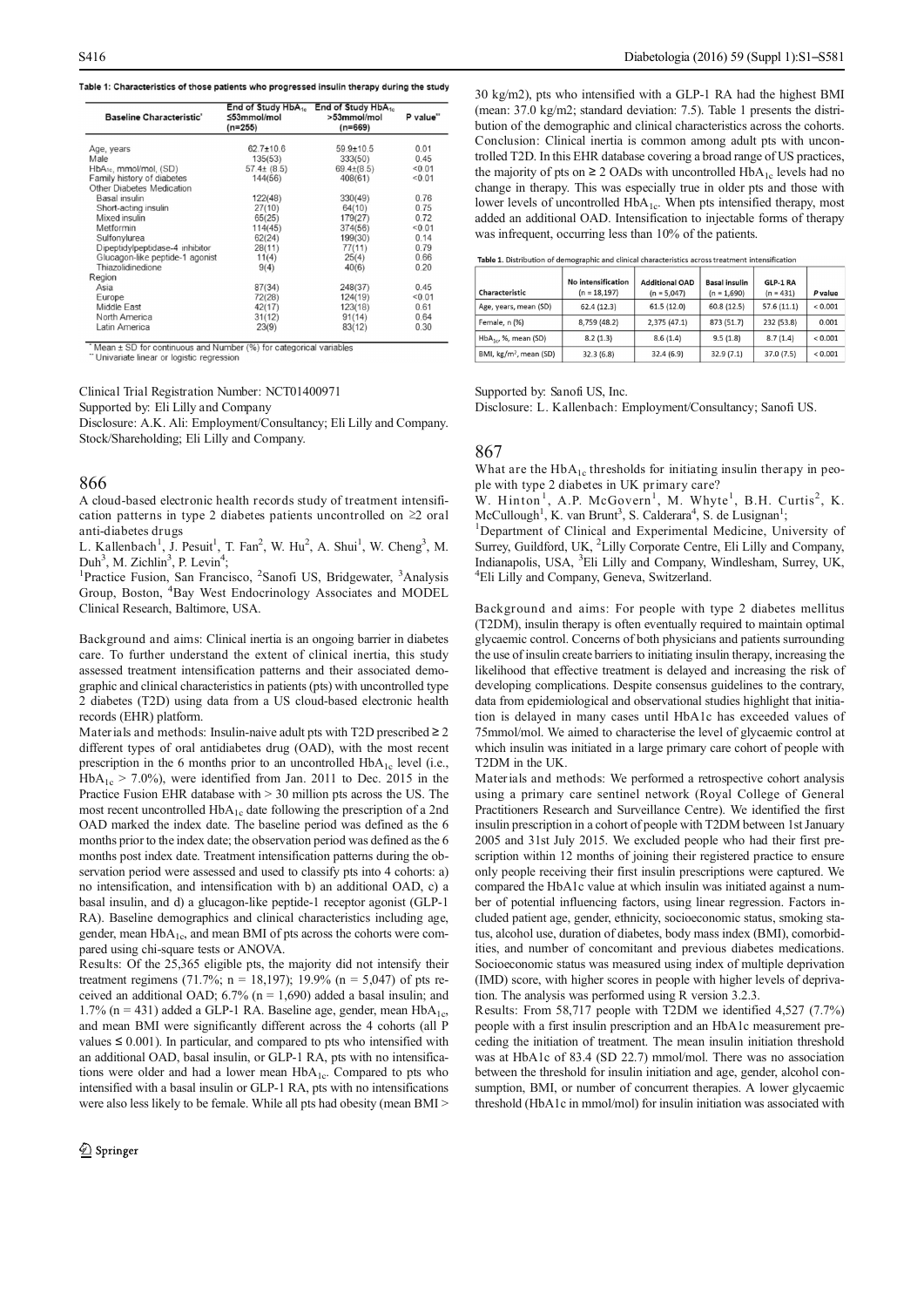**Table 1: Characteristics of those patients who progressed insulin therapy during the study**

| Baseline Characteristic* | End of Study $HbA_{1c}$ ≤53mmol/mol (n=255) | End of Study $HbA_{1c}$ >53mmol/mol (n=669) | P value** |
|---|---|---|---|
| Age, years | 62.7±10.6 | 59.9±10.5 | 0.01 |
| Male | 135(53) | 333(50) | 0.45 |
| $HbA_{1c}$, mmol/mol, (SD) | 57.4± (8.5) | 69.4±(8.5) | <0.01 |
| Family history of diabetes | 144(56) | 408(61) | <0.01 |
| Other Diabetes Medication | | | |
| Basal insulin | 122(48) | 330(49) | 0.76 |
| Short-acting insulin | 27(10) | 64(10) | 0.75 |
| Mixed insulin | 65(25) | 179(27) | 0.72 |
| Metformin | 114(45) | 374(56) | <0.01 |
| Sulfonylurea | 62(24) | 199(30) | 0.14 |
| Dipeptidylpeptidase-4 inhibitor | 28(11) | 77(11) | 0.79 |
| Glucagon-like peptide-1 agonist | 11(4) | 25(4) | 0.66 |
| Thiazolidinedione | 9(4) | 40(6) | 0.20 |
| Region | | | |
| Asia | 87(34) | 248(37) | 0.45 |
| Europe | 72(28) | 124(19) | <0.01 |
| Middle East | 42(17) | 123(18) | 0.61 |
| North America | 31(12) | 91(14) | 0.64 |
| Latin America | 23(9) | 83(12) | 0.30 |

* Mean ± SD for continuous and Number (%) for categorical variables
** Univariate linear or logistic regression

Clinical Trial Registration Number: NCT01400971

Supported by: Eli Lilly and Company

Disclosure: A.K. Ali: Employment/Consultancy; Eli Lilly and Company. Stock/Shareholding; Eli Lilly and Company.

## 866

**A cloud-based electronic health records study of treatment intensification patterns in type 2 diabetes patients uncontrolled on ≥2 oral anti-diabetes drugs**

L. Kallenbach[1], J. Pesuit[1], T. Fan[2], W. Hu[2], A. Shui[1], W. Cheng[3], M. Duh[3], M. Zichlin[3], P. Levin[4];

[1]Practice Fusion, San Francisco, [2]Sanofi US, Bridgewater, [3]Analysis Group, Boston, [4]Bay West Endocrinology Associates and MODEL Clinical Research, Baltimore, USA.

**Background and aims:** Clinical inertia is an ongoing barrier in diabetes care. To further understand the extent of clinical inertia, this study assessed treatment intensification patterns and their associated demographic and clinical characteristics in patients (pts) with uncontrolled type 2 diabetes (T2D) using data from a US cloud-based electronic health records (EHR) platform.

**Materials and methods:** Insulin-naive adult pts with T2D prescribed ≥ 2 different types of oral antidiabetes drug (OAD), with the most recent prescription in the 6 months prior to an uncontrolled $HbA_{1c}$ level (i.e., $HbA_{1c}$ > 7.0%), were identified from Jan. 2011 to Dec. 2015 in the Practice Fusion EHR database with > 30 million pts across the US. The most recent uncontrolled $HbA_{1c}$ date following the prescription of a 2nd OAD marked the index date. The baseline period was defined as the 6 months prior to the index date; the observation period was defined as the 6 months post index date. Treatment intensification patterns during the observation period were assessed and used to classify pts into 4 cohorts: a) no intensification, and intensification with b) an additional OAD, c) a basal insulin, and d) a glucagon-like peptide-1 receptor agonist (GLP-1 RA). Baseline demographics and clinical characteristics including age, gender, mean $HbA_{1c}$, and mean BMI of pts across the cohorts were compared using chi-square tests or ANOVA.

**Results:** Of the 25,365 eligible pts, the majority did not intensify their treatment regimens (71.7%; n = 18,197); 19.9% (n = 5,047) of pts received an additional OAD; 6.7% (n = 1,690) added a basal insulin; and 1.7% (n = 431) added a GLP-1 RA. Baseline age, gender, mean $HbA_{1c}$, and mean BMI were significantly different across the 4 cohorts (all P values ≤ 0.001). In particular, and compared to pts who intensified with an additional OAD, basal insulin, or GLP-1 RA, pts with no intensifications were older and had a lower mean $HbA_{1c}$. Compared to pts who intensified with a basal insulin or GLP-1 RA, pts with no intensifications were also less likely to be female. While all pts had obesity (mean BMI > 30 kg/m2), pts who intensified with a GLP-1 RA had the highest BMI (mean: 37.0 kg/m2; standard deviation: 7.5). Table 1 presents the distribution of the demographic and clinical characteristics across the cohorts.

**Conclusion:** Clinical inertia is common among adult pts with uncontrolled T2D. In this EHR database covering a broad range of US practices, the majority of pts on ≥ 2 OADs with uncontrolled $HbA_{1c}$ levels had no change in therapy. This was especially true in older pts and those with lower levels of uncontrolled $HbA_{1c}$. When pts intensified therapy, most added an additional OAD. Intensification to injectable forms of therapy was infrequent, occurring less than 10% of the patients.

**Table 1.** Distribution of demographic and clinical characteristics across treatment intensification

| Characteristic | No intensification (n = 18,197) | Additional OAD (n = 5,047) | Basal insulin (n = 1,690) | GLP-1 RA (n = 431) | P value |
|---|---|---|---|---|---|
| Age, years, mean (SD) | 62.4 (12.3) | 61.5 (12.0) | 60.8 (12.5) | 57.6 (11.1) | < 0.001 |
| Female, n (%) | 8,759 (48.2) | 2,375 (47.1) | 873 (51.7) | 232 (53.8) | 0.001 |
| $HbA_{1c}$, %, mean (SD) | 8.2 (1.3) | 8.6 (1.4) | 9.5 (1.8) | 8.7 (1.4) | < 0.001 |
| BMI, kg/m², mean (SD) | 32.3 (6.8) | 32.4 (6.9) | 32.9 (7.1) | 37.0 (7.5) | < 0.001 |

Supported by: Sanofi US, Inc.

Disclosure: L. Kallenbach: Employment/Consultancy; Sanofi US.

## 867

**What are the $HbA_{1c}$ thresholds for initiating insulin therapy in people with type 2 diabetes in UK primary care?**

W. Hinton[1], A.P. McGovern[1], M. Whyte[1], B.H. Curtis[2], K. McCullough[1], K. van Brunt[3], S. Calderara[4], S. de Lusignan[1];

[1]Department of Clinical and Experimental Medicine, University of Surrey, Guildford, UK, [2]Lilly Corporate Centre, Eli Lilly and Company, Indianapolis, USA, [3]Eli Lilly and Company, Windlesham, Surrey, UK, [4]Eli Lilly and Company, Geneva, Switzerland.

**Background and aims:** For people with type 2 diabetes mellitus (T2DM), insulin therapy is often eventually required to maintain optimal glycaemic control. Concerns of both physicians and patients surrounding the use of insulin create barriers to initiating insulin therapy, increasing the likelihood that effective treatment is delayed and increasing the risk of developing complications. Despite consensus guidelines to the contrary, data from epidemiological and observational studies highlight that initiation is delayed in many cases until HbA1c has exceeded values of 75mmol/mol. We aimed to characterise the level of glycaemic control at which insulin was initiated in a large primary care cohort of people with T2DM in the UK.

**Materials and methods:** We performed a retrospective cohort analysis using a primary care sentinel network (Royal College of General Practitioners Research and Surveillance Centre). We identified the first insulin prescription in a cohort of people with T2DM between 1st January 2005 and 31st July 2015. We excluded people who had their first prescription within 12 months of joining their registered practice to ensure only people receiving their first insulin prescriptions were captured. We compared the HbA1c value at which insulin was initiated against a number of potential influencing factors, using linear regression. Factors included patient age, gender, ethnicity, socioeconomic status, smoking status, alcohol use, duration of diabetes, body mass index (BMI), comorbidities, and number of concomitant and previous diabetes medications. Socioeconomic status was measured using index of multiple deprivation (IMD) score, with higher scores in people with higher levels of deprivation. The analysis was performed using R version 3.2.3.

**Results:** From 58,717 people with T2DM we identified 4,527 (7.7%) people with a first insulin prescription and an HbA1c measurement preceding the initiation of treatment. The mean insulin initiation threshold was at HbA1c of 83.4 (SD 22.7) mmol/mol. There was no association between the threshold for insulin initiation and age, gender, alcohol consumption, BMI, or number of concurrent therapies. A lower glycaemic threshold (HbA1c in mmol/mol) for insulin initiation was associated with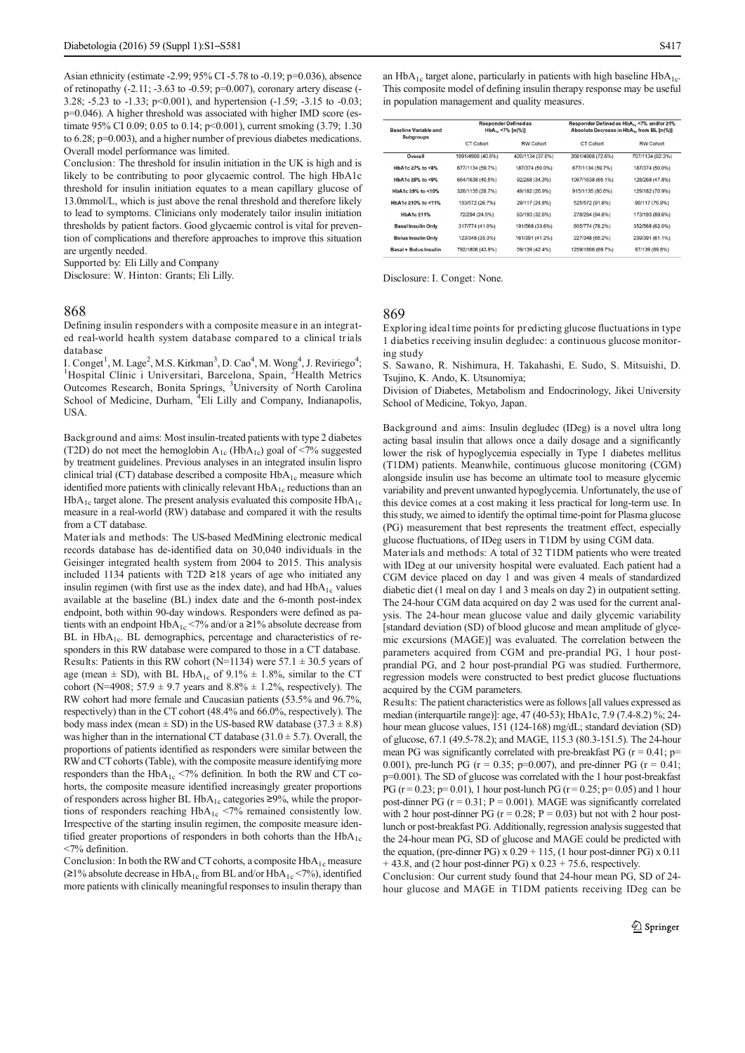Asian ethnicity (estimate -2.99; 95% CI -5.78 to -0.19; p=0.036), absence of retinopathy (-2.11; -3.63 to -0.59; p=0.007), coronary artery disease (-3.28; -5.23 to -1.33; p<0.001), and hypertension (-1.59; -3.15 to -0.03; p=0.046). A higher threshold was associated with higher IMD score (estimate 95% CI 0.09; 0.05 to 0.14; p<0.001), current smoking (3.79; 1.30 to 6.28; p=0.003), and a higher number of previous diabetes medications. Overall model performance was limited.

Conclusion: The threshold for insulin initiation in the UK is high and is likely to be contributing to poor glycaemic control. The high HbA1c threshold for insulin initiation equates to a mean capillary glucose of 13.0mmol/L, which is just above the renal threshold and therefore likely to lead to symptoms. Clinicians only moderately tailor insulin initiation thresholds by patient factors. Good glycaemic control is vital for prevention of complications and therefore approaches to improve this situation are urgently needed.

Supported by: Eli Lilly and Company

Disclosure: W. Hinton: Grants; Eli Lilly.

## 868

Defining insulin responders with a composite measure in an integrated real-world health system database compared to a clinical trials database

I. Conget[1], M. Lage[2], M.S. Kirkman[3], D. Cao[4], M. Wong[4], J. Reviriego[4]; [1]Hospital Clínic i Universitari, Barcelona, Spain, [2]Health Metrics Outcomes Research, Bonita Springs, [3]University of North Carolina School of Medicine, Durham, [4]Eli Lilly and Company, Indianapolis, USA.

Background and aims: Most insulin-treated patients with type 2 diabetes (T2D) do not meet the hemoglobin $A_{1c}$ ($HbA_{1c}$) goal of <7% suggested by treatment guidelines. Previous analyses in an integrated insulin lispro clinical trial (CT) database described a composite $HbA_{1c}$ measure which identified more patients with clinically relevant $HbA_{1c}$ reductions than an $HbA_{1c}$ target alone. The present analysis evaluated this composite $HbA_{1c}$ measure in a real-world (RW) database and compared it with the results from a CT database.

Materials and methods: The US-based MedMining electronic medical records database has de-identified data on 30,040 individuals in the Geisinger integrated health system from 2004 to 2015. This analysis included 1134 patients with T2D ≥18 years of age who initiated any insulin regimen (with first use as the index date), and had $HbA_{1c}$ values available at the baseline (BL) index date and the 6-month post-index endpoint, both within 90-day windows. Responders were defined as patients with an endpoint $HbA_{1c}$ <7% and/or a ≥1% absolute decrease from BL in $HbA_{1c}$. BL demographics, percentage and characteristics of responders in this RW database were compared to those in a CT database.

Results: Patients in this RW cohort (N=1134) were 57.1 ± 30.5 years of age (mean ± SD), with BL $HbA_{1c}$ of 9.1% ± 1.8%, similar to the CT cohort (N=4908; 57.9 ± 9.7 years and 8.8% ± 1.2%, respectively). The RW cohort had more female and Caucasian patients (53.5% and 96.7%, respectively) than in the CT cohort (48.4% and 66.0%, respectively). The body mass index (mean ± SD) in the US-based RW database (37.3 ± 8.8) was higher than in the international CT database (31.0 ± 5.7). Overall, the proportions of patients identified as responders were similar between the RW and CT cohorts (Table), with the composite measure identifying more responders than the $HbA_{1c}$ <7% definition. In both the RW and CT cohorts, the composite measure identified increasingly greater proportions of responders across higher BL $HbA_{1c}$ categories ≥9%, while the proportions of responders reaching $HbA_{1c}$ <7% remained consistently low. Irrespective of the starting insulin regimen, the composite measure identified greater proportions of responders in both cohorts than the $HbA_{1c}$ <7% definition.

Conclusion: In both the RW and CT cohorts, a composite $HbA_{1c}$ measure (≥1% absolute decrease in $HbA_{1c}$ from BL and/or $HbA_{1c}$ <7%), identified more patients with clinically meaningful responses to insulin therapy than an $HbA_{1c}$ target alone, particularly in patients with high baseline $HbA_{1c}$. This composite model of defining insulin therapy response may be useful in population management and quality measures.

| Baseline Variable and Subgroups | Responder Defined as $HbA_{1c}$ <7% [n(%)] | | Responder Defined as $HbA_{1c}$ <7% and/or ≥1% Absolute Decrease in $HbA_{1c}$ from BL [n(%)] | |
|---|---|---|---|---|
| | CT Cohort | RW Cohort | CT Cohort | RW Cohort |
| Overall | 1991/4908 (40.6%) | 420/1134 (37.0%) | 3561/4908 (72.6%) | 707/1134 (62.3%) |
| HbA1c ≥7% to <8% | 677/1134 (59.7%) | 187/374 (50.0%) | 677/1134 (59.7%) | 187/374 (50.0%) |
| HbA1c ≥8% to <9% | 664/1638 (40.5%) | 92/268 (34.3%) | 1067/1638 (65.1%) | 128/268 (47.8%) |
| HbA1c ≥9% to <10% | 326/1135 (28.7%) | 49/182 (26.9%) | 915/1135 (80.6%) | 129/182 (70.9%) |
| HbA1c ≥10% to <11% | 153/572 (26.7%) | 29/117 (24.8%) | 525/572 (91.8%) | 90/117 (76.9%) |
| HbA1c ≥11% | 72/294 (24.5%) | 63/193 (32.6%) | 278/294 (94.6%) | 173/193 (89.6%) |
| Basal Insulin Only | 317/774 (41.0%) | 191/568 (33.6%) | 605/774 (78.2%) | 352/568 (62.0%) |
| Bolus Insulin Only | 123/348 (35.3%) | 161/391 (41.2%) | 227/348 (65.2%) | 239/391 (61.1%) |
| Basal + Bolus Insulin | 792/1806 (43.9%) | 59/139 (42.4%) | 1259/1806 (69.7%) | 97/139 (69.8%) |

Disclosure: I. Conget: None.

## 869

Exploring ideal time points for predicting glucose fluctuations in type 1 diabetics receiving insulin degludec: a continuous glucose monitoring study

S. Sawano, R. Nishimura, H. Takahashi, E. Sudo, S. Mitsuishi, D. Tsujino, K. Ando, K. Utsunomiya;

Division of Diabetes, Metabolism and Endocrinology, Jikei University School of Medicine, Tokyo, Japan.

Background and aims: Insulin degludec (IDeg) is a novel ultra long acting basal insulin that allows once a daily dosage and a significantly lower the risk of hypoglycemia especially in Type 1 diabetes mellitus (T1DM) patients. Meanwhile, continuous glucose monitoring (CGM) alongside insulin use has become an ultimate tool to measure glycemic variability and prevent unwanted hypoglycemia. Unfortunately, the use of this device comes at a cost making it less practical for long-term use. In this study, we aimed to identify the optimal time-point for Plasma glucose (PG) measurement that best represents the treatment effect, especially glucose fluctuations, of IDeg users in T1DM by using CGM data.

Materials and methods: A total of 32 T1DM patients who were treated with IDeg at our university hospital were evaluated. Each patient had a CGM device placed on day 1 and was given 4 meals of standardized diabetic diet (1 meal on day 1 and 3 meals on day 2) in outpatient setting. The 24-hour CGM data acquired on day 2 was used for the current analysis. The 24-hour mean glucose value and daily glycemic variability [standard deviation (SD) of blood glucose and mean amplitude of glycemic excursions (MAGE)] was evaluated. The correlation between the parameters acquired from CGM and pre-prandial PG, 1 hour post-prandial PG, and 2 hour post-prandial PG was studied. Furthermore, regression models were constructed to best predict glucose fluctuations acquired by the CGM parameters.

Results: The patient characteristics were as follows [all values expressed as median (interquartile range)]: age, 47 (40-53); HbA1c, 7.9 (7.4-8.2) %; 24-hour mean glucose values, 151 (124-168) mg/dL; standard deviation (SD) of glucose, 67.1 (49.5-78.2); and MAGE, 115.3 (80.3-151.5). The 24-hour mean PG was significantly correlated with pre-breakfast PG ($r = 0.41$; $p = 0.001$), pre-lunch PG ($r = 0.35$; $p=0.007$), and pre-dinner PG ($r = 0.41$; $p=0.001$). The SD of glucose was correlated with the 1 hour post-breakfast PG ($r = 0.23$; $p= 0.01$), 1 hour post-lunch PG ($r = 0.25$; $p= 0.05$) and 1 hour post-dinner PG ($r = 0.31$; $P = 0.001$). MAGE was significantly correlated with 2 hour post-dinner PG ($r = 0.28$; $P = 0.03$) but not with 2 hour post-lunch or post-breakfast PG. Additionally, regression analysis suggested that the 24-hour mean PG, SD of glucose and MAGE could be predicted with the equation, (pre-dinner PG) x 0.29 + 115, (1 hour post-dinner PG) x 0.11 + 43.8, and (2 hour post-dinner PG) x 0.23 + 75.6, respectively.

Conclusion: Our current study found that 24-hour mean PG, SD of 24-hour glucose and MAGE in T1DM patients receiving IDeg can be